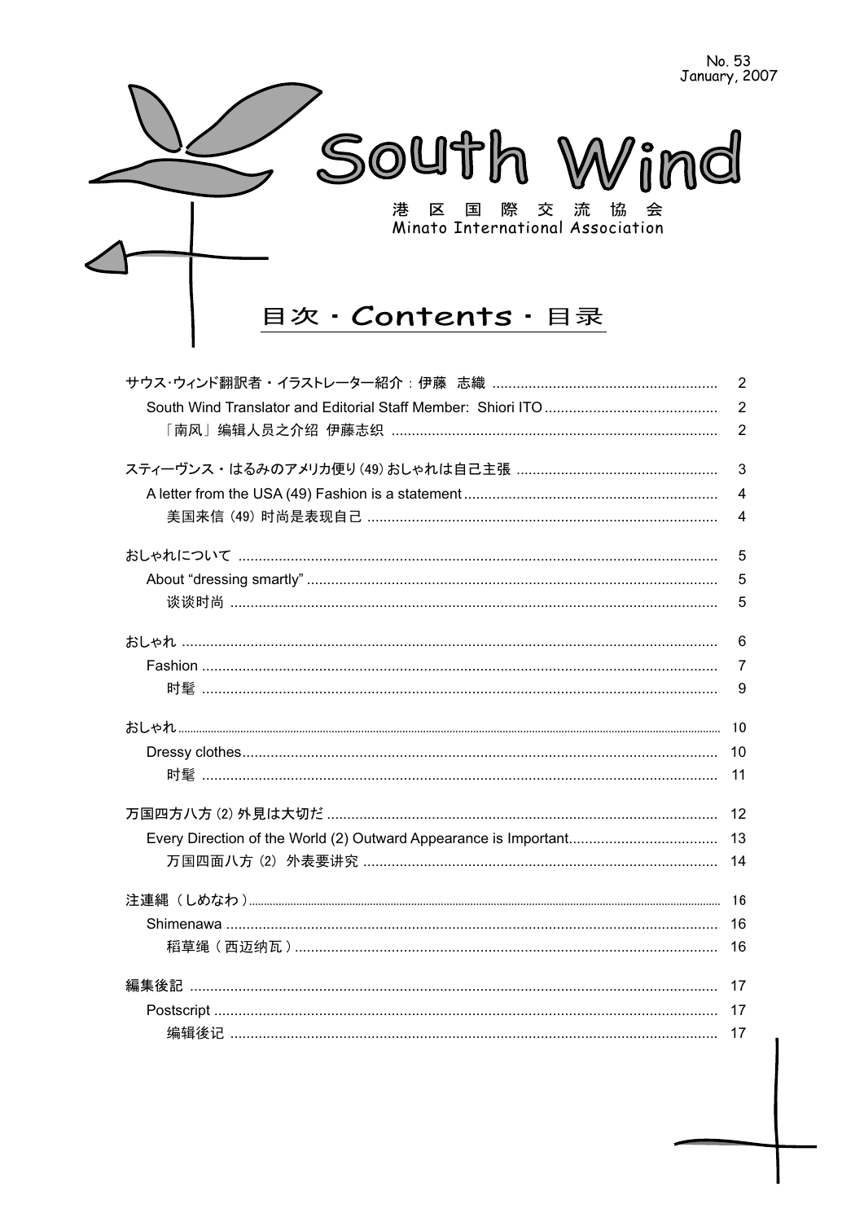No. 53
January, 2007

# South Wind

港 区 国 際 交 流 協 会
Minato International Association

## 目次・Contents・目录

| | |
|---|---|
| サウス·ウィンド翻訳者・イラストレーター紹介：伊藤　志織 | 2 |
| South Wind Translator and Editorial Staff Member: Shiori ITO | 2 |
| 「南风」编辑人员之介绍 伊藤志织 | 2 |
| スティーヴンス・はるみのアメリカ便り (49) おしゃれは自己主張 | 3 |
| A letter from the USA (49) Fashion is a statement | 4 |
| 美国来信 (49) 时尚是表现自己 | 4 |
| おしゃれについて | 5 |
| About “dressing smartly” | 5 |
| 谈谈时尚 | 5 |
| おしゃれ | 6 |
| Fashion | 7 |
| 时髦 | 9 |
| おしゃれ | 10 |
| Dressy clothes | 10 |
| 时髦 | 11 |
| 万国四方八方 (2) 外見は大切だ | 12 |
| Every Direction of the World (2) Outward Appearance is Important | 13 |
| 万国四面八方 (2) 外表要讲究 | 14 |
| 注連縄（しめなわ） | 16 |
| Shimenawa | 16 |
| 稻草绳（西迈纳瓦） | 16 |
| 編集後記 | 17 |
| Postscript | 17 |
| 编辑後记 | 17 |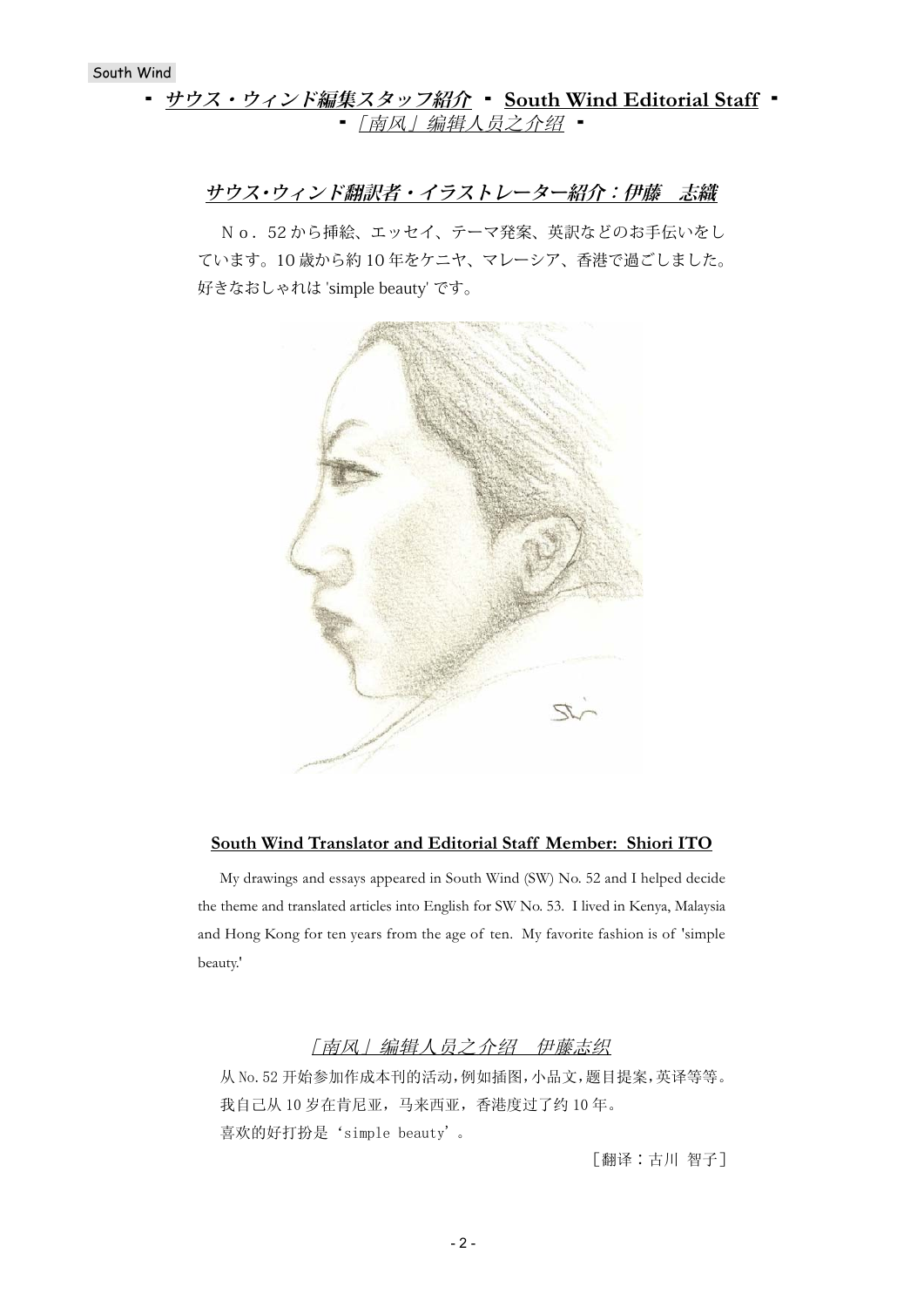▪ ***サウス・ウィンド編集スタッフ紹介*** ▪ **South Wind Editorial Staff** ▪

▪ *「南风」编辑人员之介绍* ▪

## サウス･ウィンド翻訳者・イラストレーター紹介：伊藤　志織

Ｎｏ．52 から挿絵、エッセイ、テーマ発案、英訳などのお手伝いをしています。10 歳から約 10 年をケニヤ、マレーシア、香港で過ごしました。好きなおしゃれは 'simple beauty' です。

## South Wind Translator and Editorial Staff Member: Shiori ITO

My drawings and essays appeared in South Wind (SW) No. 52 and I helped decide the theme and translated articles into English for SW No. 53. I lived in Kenya, Malaysia and Hong Kong for ten years from the age of ten. My favorite fashion is of 'simple beauty.'

## 「南风」编辑人员之介绍　伊藤志织

从 No.52 开始参加作成本刊的活动,例如插图,小品文,题目提案,英译等等。
我自己从 10 岁在肯尼亚，马来西亚，香港度过了约 10 年。
喜欢的好打扮是‘simple beauty’。

［翻译：古川 智子］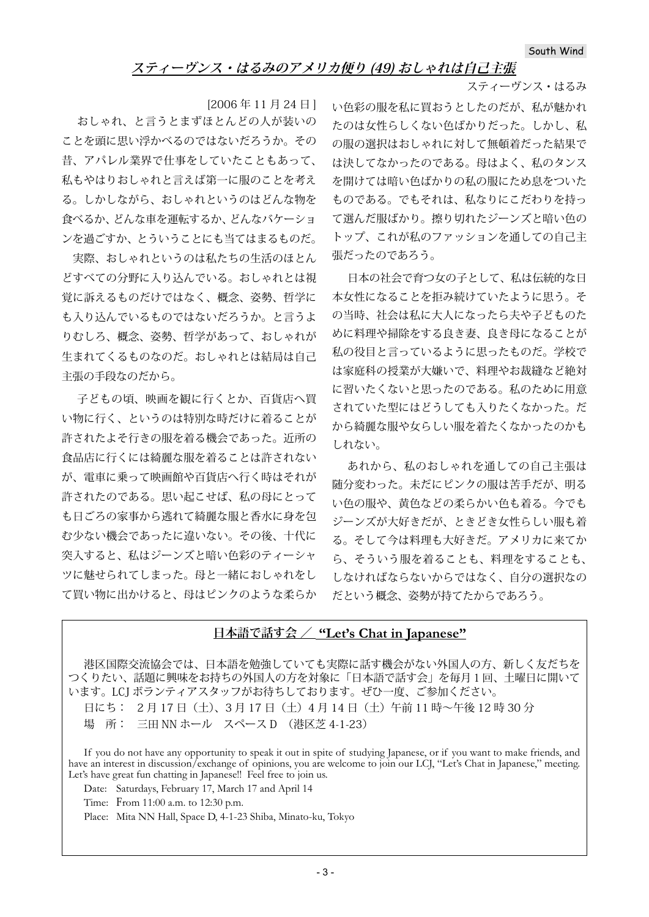## *スティーヴンス・はるみのアメリカ便り (49) おしゃれは自己主張*

スティーヴンス・はるみ

[2006 年 11 月 24 日 ]

おしゃれ、と言うとまずほとんどの人が装いのことを頭に思い浮かべるのではないだろうか。その昔、アパレル業界で仕事をしていたこともあって、私もやはりおしゃれと言えば第一に服のことを考える。しかしながら、おしゃれというのはどんな物を食べるか、どんな車を運転するか、どんなバケーションを過ごすか、とういうことにも当てはまるものだ。実際、おしゃれというのは私たちの生活のほとんどすべての分野に入り込んでいる。おしゃれとは視覚に訴えるものだけではなく、概念、姿勢、哲学にも入り込んでいるものではないだろうか。と言うよりむしろ、概念、姿勢、哲学があって、おしゃれが生まれてくるものなのだ。おしゃれとは結局は自己主張の手段なのだから。

子どもの頃、映画を観に行くとか、百貨店へ買い物に行く、というのは特別な時だけに着ることが許されたよそ行きの服を着る機会であった。近所の食品店に行くには綺麗な服を着ることは許されないが、電車に乗って映画館や百貨店へ行く時はそれが許されたのである。思い起こせば、私の母にとっても日ごろの家事から逃れて綺麗な服と香水に身を包む少ない機会であったに違いない。その後、十代に突入すると、私はジーンズと暗い色彩のティーシャツに魅せられてしまった。母と一緒におしゃれをして買い物に出かけると、母はピンクのような柔らかい色彩の服を私に買おうとしたのだが、私が魅かれたのは女性らしくない色ばかりだった。しかし、私の服の選択はおしゃれに対して無頓着だった結果では決してなかったのである。母はよく、私のタンスを開けては暗い色ばかりの私の服にため息をついたものである。でもそれは、私なりにこだわりを持って選んだ服ばかり。擦り切れたジーンズと暗い色のトップ、これが私のファッションを通しての自己主張だったのであろう。

日本の社会で育つ女の子として、私は伝統的な日本女性になることを拒み続けていたように思う。その当時、社会は私に大人になったら夫や子どものために料理や掃除をする良き妻、良き母になることが私の役目と言っているように思ったものだ。学校では家庭科の授業が大嫌いで、料理やお裁縫など絶対に習いたくないと思ったのである。私のために用意されていた型にはどうしても入りたくなかった。だから綺麗な服や女らしい服を着たくなかったのかもしれない。

あれから、私のおしゃれを通しての自己主張は随分変わった。未だにピンクの服は苦手だが、明るい色の服や、黄色などの柔らかい色も着る。今でもジーンズが大好きだが、ときどき女性らしい服も着る。そして今は料理も大好きだ。アメリカに来てから、そういう服を着ることも、料理をすることも、しなければならないからではなく、自分の選択なのだという概念、姿勢が持てたからであろう。

---

### 日本語で話す会 ／ "Let's Chat in Japanese"

港区国際交流協会では、日本語を勉強していても実際に話す機会がない外国人の方、新しく友だちをつくりたい、話題に興味をお持ちの外国人の方を対象に「日本語で話す会」を毎月 1 回、土曜日に開いています。LCJ ボランティアスタッフがお待ちしております。ぜひ一度、ご参加ください。

日にち： 2 月 17 日（土)、3 月 17 日（土）4 月 14 日（土）午前 11 時～午後 12 時 30 分

場　所： 三田 NN ホール　スペース D （港区芝 4-1-23）

If you do not have any opportunity to speak it out in spite of studying Japanese, or if you want to make friends, and have an interest in discussion/exchange of opinions, you are welcome to join our LCJ, "Let's Chat in Japanese," meeting. Let's have great fun chatting in Japanese!! Feel free to join us.

Date: Saturdays, February 17, March 17 and April 14

Time: From 11:00 a.m. to 12:30 p.m.

Place: Mita NN Hall, Space D, 4-1-23 Shiba, Minato-ku, Tokyo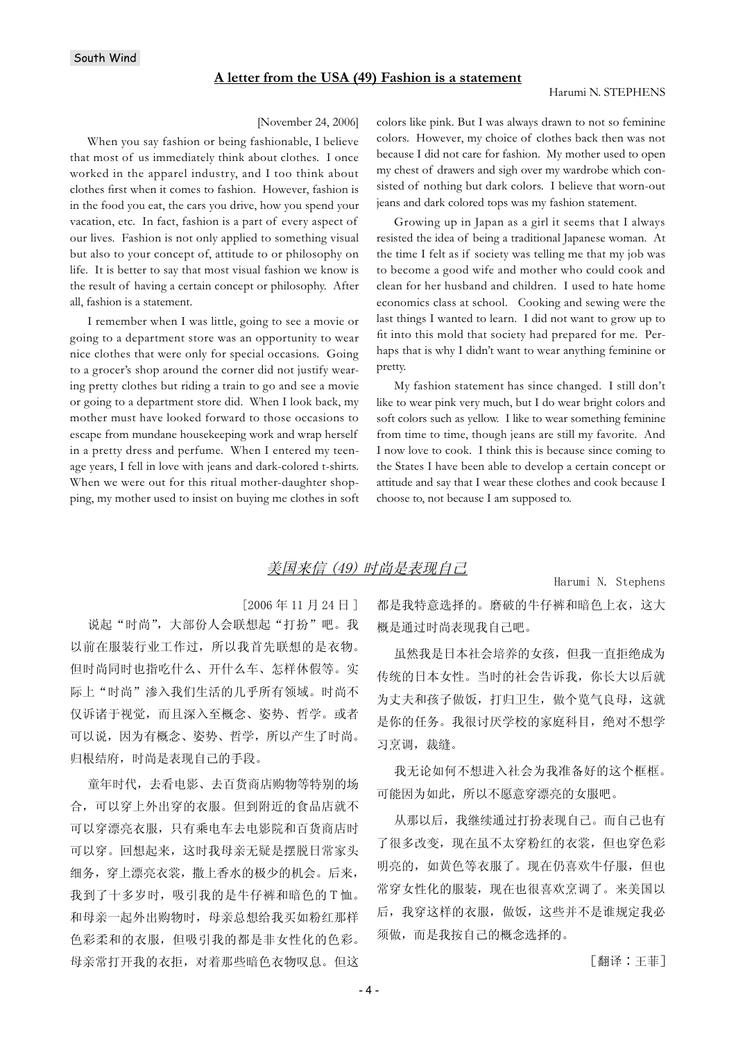South Wind

## A letter from the USA (49) Fashion is a statement

Harumi N. STEPHENS

[November 24, 2006]

When you say fashion or being fashionable, I believe that most of us immediately think about clothes. I once worked in the apparel industry, and I too think about clothes first when it comes to fashion. However, fashion is in the food you eat, the cars you drive, how you spend your vacation, etc. In fact, fashion is a part of every aspect of our lives. Fashion is not only applied to something visual but also to your concept of, attitude to or philosophy on life. It is better to say that most visual fashion we know is the result of having a certain concept or philosophy. After all, fashion is a statement.

I remember when I was little, going to see a movie or going to a department store was an opportunity to wear nice clothes that were only for special occasions. Going to a grocer's shop around the corner did not justify wearing pretty clothes but riding a train to go and see a movie or going to a department store did. When I look back, my mother must have looked forward to those occasions to escape from mundane housekeeping work and wrap herself in a pretty dress and perfume. When I entered my teenage years, I fell in love with jeans and dark-colored t-shirts. When we were out for this ritual mother-daughter shopping, my mother used to insist on buying me clothes in soft colors like pink. But I was always drawn to not so feminine colors. However, my choice of clothes back then was not because I did not care for fashion. My mother used to open my chest of drawers and sigh over my wardrobe which consisted of nothing but dark colors. I believe that worn-out jeans and dark colored tops was my fashion statement.

Growing up in Japan as a girl it seems that I always resisted the idea of being a traditional Japanese woman. At the time I felt as if society was telling me that my job was to become a good wife and mother who could cook and clean for her husband and children. I used to hate home economics class at school. Cooking and sewing were the last things I wanted to learn. I did not want to grow up to fit into this mold that society had prepared for me. Perhaps that is why I didn't want to wear anything feminine or pretty.

My fashion statement has since changed. I still don't like to wear pink very much, but I do wear bright colors and soft colors such as yellow. I like to wear something feminine from time to time, though jeans are still my favorite. And I now love to cook. I think this is because since coming to the States I have been able to develop a certain concept or attitude and say that I wear these clothes and cook because I choose to, not because I am supposed to.

## 美国来信（49）时尚是表现自己

Harumi N. Stephens

［2006 年 11 月 24 日］

说起“时尚”，大部份人会联想起“打扮”吧。我以前在服装行业工作过，所以我首先联想的是衣物。但时尚同时也指吃什么、开什么车、怎样休假等。实际上“时尚”渗入我们生活的几乎所有领域。时尚不仅诉诸于视觉，而且深入至概念、姿势、哲学。或者可以说，因为有概念、姿势、哲学，所以产生了时尚。归根结底，时尚是表现自己的手段。

童年时代，去看电影、去百货商店购物等特别的场合，可以穿上外出穿的衣服。但到附近的食品店就不可以穿漂亮衣服，只有乘电车去电影院和百货商店时可以穿。回想起来，这时我母亲无疑是摆脱日常家头细务，穿上漂亮衣裳，撒上香水的极少的机会。后来，我到了十多岁时，吸引我的是牛仔裤和暗色的 T 恤。和母亲一起外出购物时，母亲总想给我买如粉红那样色彩柔和的衣服，但吸引我的都是非女性化的色彩。母亲常打开我的衣拒，对着那些暗色衣物叹息。但这都是我特意选择的。磨破的牛仔裤和暗色上衣，这大概是通过时尚表现我自己吧。

虽然我是日本社会培养的女孩，但我一直拒绝成为传统的日本女性。当时的社会告诉我，你长大以后就为丈夫和孩子做饭，打归卫生，做个览气良母，这就是你的任务。我很讨厌学校的家庭科目，绝对不想学习烹调，裁缝。

我无论如何不想进入社会为我准备好的这个框框。可能因为如此，所以不愿意穿漂亮的女服吧。

从那以后，我继续通过打扮表现自己。而自己也有了很多改变，现在虽不太穿粉红的衣裳，但也穿色彩明亮的，如黄色等衣服了。现在仍喜欢牛仔服，但也常穿女性化的服装，现在也很喜欢烹调了。来美国以后，我穿这样的衣服，做饭，这些并不是谁规定我必须做，而是我按自己的概念选择的。

［翻译：王菲］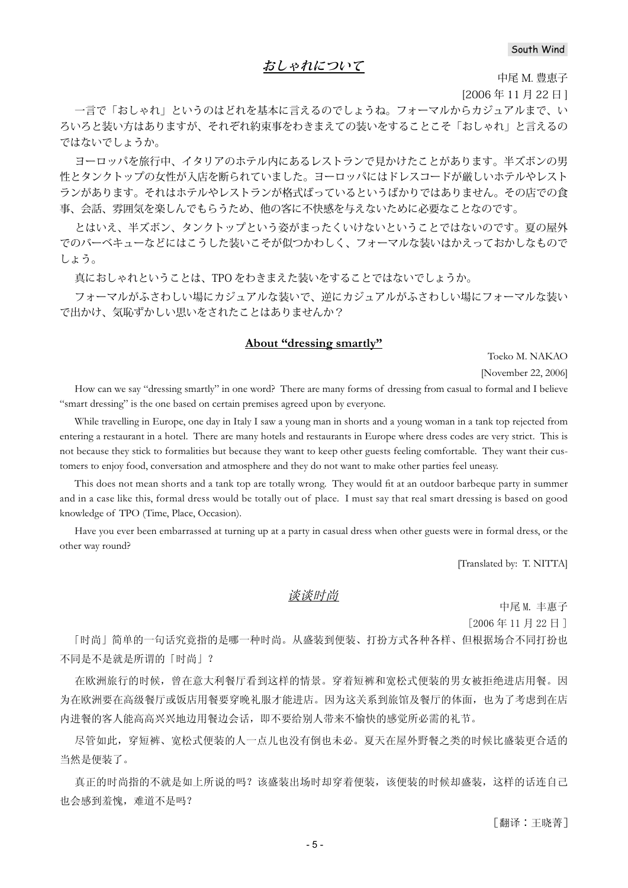## *おしゃれについて*

中尾 M. 豊恵子

[2006 年 11 月 22 日]

一言で「おしゃれ」というのはどれを基本に言えるのでしょうね。フォーマルからカジュアルまで、いろいろと装い方はありますが、それぞれ約束事をわきまえての装いをすることこそ「おしゃれ」と言えるのではないでしょうか。

ヨーロッパを旅行中、イタリアのホテル内にあるレストランで見かけたことがあります。半ズボンの男性とタンクトップの女性が入店を断られていました。ヨーロッパにはドレスコードが厳しいホテルやレストランがあります。それはホテルやレストランが格式ばっているというばかりではありません。その店での食事、会話、雰囲気を楽しんでもらうため、他の客に不快感を与えないために必要なことなのです。

とはいえ、半ズボン、タンクトップという姿がまったくいけないということではないのです。夏の屋外でのバーベキューなどにはこうした装いこそが似つかわしく、フォーマルな装いはかえっておかしなものでしょう。

真におしゃれということは、TPO をわきまえた装いをすることではないでしょうか。

フォーマルがふさわしい場にカジュアルな装いで、逆にカジュアルがふさわしい場にフォーマルな装いで出かけ、気恥ずかしい思いをされたことはありませんか？

## About "dressing smartly"

Toeko M. NAKAO

[November 22, 2006]

How can we say "dressing smartly" in one word? There are many forms of dressing from casual to formal and I believe "smart dressing" is the one based on certain premises agreed upon by everyone.

While travelling in Europe, one day in Italy I saw a young man in shorts and a young woman in a tank top rejected from entering a restaurant in a hotel. There are many hotels and restaurants in Europe where dress codes are very strict. This is not because they stick to formalities but because they want to keep other guests feeling comfortable. They want their customers to enjoy food, conversation and atmosphere and they do not want to make other parties feel uneasy.

This does not mean shorts and a tank top are totally wrong. They would fit at an outdoor barbeque party in summer and in a case like this, formal dress would be totally out of place. I must say that real smart dressing is based on good knowledge of TPO (Time, Place, Occasion).

Have you ever been embarrassed at turning up at a party in casual dress when other guests were in formal dress, or the other way round?

[Translated by: T. NITTA]

## *谈谈时尚*

中尾 M. 丰惠子

［2006 年 11 月 22 日］

「时尚」简单的一句话究竟指的是哪一种时尚。从盛装到便装、打扮方式各种各样、但根据场合不同打扮也不同是不是就是所谓的「时尚」？

在欧洲旅行的时候，曾在意大利餐厅看到这样的情景。穿着短裤和宽松式便装的男女被拒绝进店用餐。因为在欧洲要在高级餐厅或饭店用餐要穿晚礼服才能进店。因为这关系到旅馆及餐厅的体面，也为了考虑到在店内进餐的客人能高高兴兴地边用餐边会话，即不要给别人带来不愉快的感觉所必需的礼节。

尽管如此，穿短裤、宽松式便装的人一点儿也没有倒也未必。夏天在屋外野餐之类的时候比盛装更合适的当然是便装了。

真正的时尚指的不就是如上所说的吗？该盛装出场时却穿着便装，该便装的时候却盛装，这样的话连自己也会感到羞愧，难道不是吗？

［翻译：王晓菁］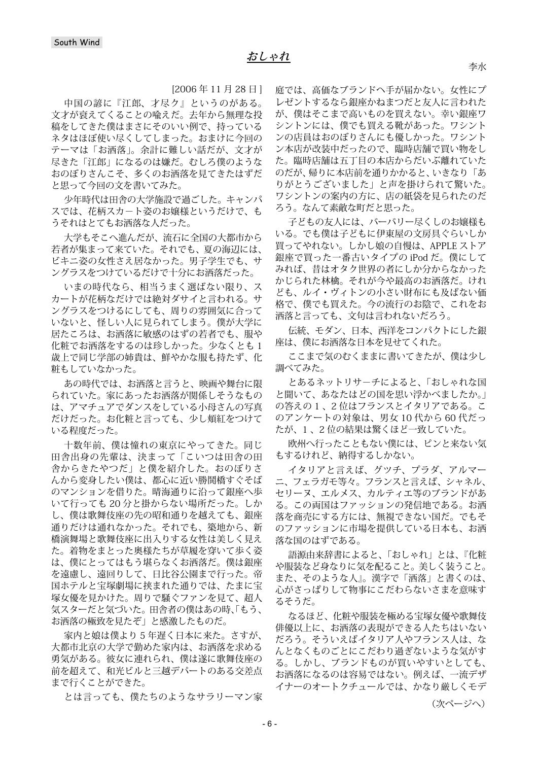South Wind

# おしゃれ

李水

[2006 年 11 月 28 日]

中国の諺に『江郎、才尽く』というのがある。文才が衰えてくることの喩えだ。去年から無理な投稿をしてきた僕はまさにそのいい例で、持っているネタはほぼ使い尽くしてしまった。おまけに今回のテーマは「お洒落」。余計に難しい話だが、文才が尽きた「江郎」になるのは嫌だ。むしろ僕のようなおのぼりさんこそ、多くのお洒落を見てきたはずだと思って今回の文を書いてみた。

少年時代は田舎の大学施設で過ごした。キャンパスでは、花柄スカート姿のお嬢様というだけで、もうそれはとてもお洒落な人だった。

大学もそこへ進んだが、流石に全国の大都市から若者が集まって来ていた。それでも、夏の海辺には、ビキニ姿の女性さえ居なかった。男子学生でも、サングラスをつけているだけで十分にお洒落だった。

いまの時代なら、相当うまく選ばない限り、スカートが花柄なだけでは絶対ダサイと言われる。サングラスをつけるにしても、周りの雰囲気に合っていないと、怪しい人に見られてしまう。僕が大学に居たころは、お洒落に敏感のはずの若者でも、服や化粧でお洒落をするのは珍しかった。少なくとも 1 歳上で同じ学部の姉貴は、鮮やかな服も持たず、化粧もしていなかった。

あの時代では、お洒落と言うと、映画や舞台に限られていた。家にあったお洒落が関係しそうなものは、アマチュアでダンスをしている小母さんの写真だけだった。お化粧と言っても、少し頬紅をつけている程度だった。

十数年前、僕は憧れの東京にやってきた。同じ田舎出身の先輩は、決まって「こいつは田舎の田舎からきたやつだ」と僕を紹介した。おのぼりさんから変身したい僕は、都心に近い勝鬨橋すぐそばのマンションを借りた。晴海通りに沿って銀座へ歩いて行っても 20 分と掛からない場所だった。しかし、僕は歌舞伎座の先の昭和通りを越えても、銀座通りだけは通れなかった。それでも、築地から、新橋演舞場と歌舞伎座に出入りする女性は美しく見えた。着物をまとった奥様たちが草履を穿いて歩く姿は、僕にとってはもう堪らなくお洒落だ。僕は銀座を遠慮し、遠回りして、日比谷公園まで行った。帝国ホテルと宝塚劇場に挟まれた通りでは、たまに宝塚女優を見かけた。周りで騒ぐファンを見て、超人気スターだと気づいた。田舎者の僕はあの時､「もう、お洒落の極致を見たぞ」と感激したものだ。

家内と娘は僕より 5 年遅く日本に来た。さすが、大都市北京の大学で勤めた家内は、お洒落を求める勇気がある。彼女に連れられ、僕は遂に歌舞伎座の前を超えて、和光ビルと三越デパートのある交差点まで行くことができた。

とは言っても、僕たちのようなサラリーマン家庭では、高価なブランドへ手が届かない。女性にプレゼントするなら銀座かねまつだと友人に言われたが、僕はそこまで高いものを買えない。幸い銀座ワシントンには、僕でも買える靴があった。ワシントンの店員はおのぼりさんにも優しかった。ワシントン本店が改装中だったので、臨時店舗で買い物をした。臨時店舗は五丁目の本店からだいぶ離れていたのだが、帰りに本店前を通りかかると、いきなり「ありがとうございました」と声を掛けられて驚いた。ワシントンの案内の方に、店の紙袋を見られたのだろう。なんて素敵な町だと思った。

子どもの友人には、バーバリー尽くしのお嬢様もいる。でも僕は子どもに伊東屋の文房具ぐらいしか買ってやれない。しかし娘の自慢は、APPLE ストア銀座で買った一番古いタイプの iPod だ。僕にしてみれば、昔はオタク世界の者にしか分からなかったかじられた林檎。それが今や最高のお洒落だ。けれども、ルイ・ヴィトンの小さい財布にも及ばない価格で、僕でも買えた。今の流行のお陰で、これをお洒落と言っても、文句は言われないだろう。

伝統、モダン、日本、西洋をコンパクトにした銀座は、僕にお洒落な日本を見せてくれた。

ここまで気のむくままに書いてきたが、僕は少し調べてみた。

とあるネットリサーチによると、「おしゃれな国と聞いて、あなたはどの国を思い浮かべましたか。」の答えの 1 、2 位はフランスとイタリアである。このアンケートの対象は、男女 10 代から 60 代だったが、1 、2 位の結果は驚くほど一致していた。

欧州へ行ったこともない僕には、ピンと来ない気もするけれど、納得するしかない。

イタリアと言えば、グッチ、プラダ、アルマーニ、フェラガモ等々。フランスと言えば、シャネル、セリーヌ、エルメス、カルティエ等のブランドがある。この両国はファッションの発信地である。お洒落を商売にする方には、無視できない国だ。でもそのファッションに市場を提供している日本も、お洒落な国のはずである。

語源由来辞書によると、「おしゃれ」とは、『化粧や服装など身なりに気を配ること。美しく装うこと。また、そのような人』。漢字で「洒落」と書くのは、心がさっぱりして物事にこだわらないさまを意味するそうだ。

なるほど、化粧や服装を極める宝塚女優や歌舞伎俳優以上に、お洒落の表現ができる人たちはいないだろう。そういえばイタリア人やフランス人は、なんとなくものごとにこだわり過ぎないような気がする。しかし、ブランドものが買いやすいとしても、お洒落になるのは容易ではない。例えば、一流デザイナーのオートクチュールでは、かなり厳しくモデ

（次ページへ）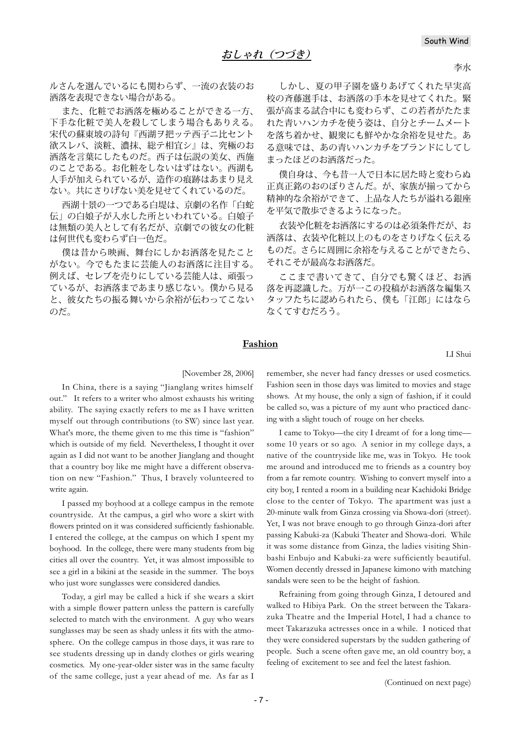## *おしゃれ（つづき）*

李水

ルさんを選んでいるにも関わらず、一流の衣装のお洒落を表現できない場合がある。

また、化粧でお洒落を極めることができる一方、下手な化粧で美人を殺してしまう場合もありえる。宋代の蘇東坡の詩句『西湖ヲ把ッテ西子ニ比セント欲スレバ、淡粧、濃抹、総テ相宜シ』は、究極のお洒落を言葉にしたものだ。西子は伝説の美女、西施のことである。お化粧をしないはずはない。西湖も人手が加えられているが、造作の痕跡はあまり見えない。共にさりげない美を見せてくれているのだ。

西湖十景の一つである白堤は、京劇の名作「白蛇伝」の白娘子が入水した所といわれている。白娘子は無類の美人として有名だが、京劇での彼女の化粧は何世代も変わらず白一色だ。

僕は昔から映画、舞台にしかお洒落を見たことがない。今でもたまに芸能人のお洒落に注目する。例えば、セレブを売りにしている芸能人は、頑張っているが、お洒落まであまり感じない。僕から見ると、彼女たちの振る舞いから余裕が伝わってこないのだ。

しかし、夏の甲子園を盛りあげてくれた早実高校の斉藤選手は、お洒落の手本を見せてくれた。緊張が高まる試合中にも変わらず、この若者がたたまれた青いハンカチを使う姿は、自分とチームメートを落ち着かせ、観衆にも鮮やかな余裕を見せた。ある意味では、あの青いハンカチをブランドにしてしまったほどのお洒落だった。

僕自身は、今も昔一人で日本に居た時と変わらぬ正真正銘のおのぼりさんだ。が、家族が揃ってから精神的な余裕ができて、上品な人たちが溢れる銀座を平気で散歩できるようになった。

衣装や化粧をお洒落にするのは必須条件だが、お洒落は、衣装や化粧以上のものをさりげなく伝えるものだ。さらに周囲に余裕を与えることができたら、それこそが最高なお洒落だ。

ここまで書いてきて、自分でも驚くほど、お洒落を再認識した。万が一この投稿がお洒落な編集スタッフたちに認められたら、僕も「江郎」にはならなくてすむだろう。

## Fashion

LI Shui

[November 28, 2006]

In China, there is a saying "Jianglang writes himself out." It refers to a writer who almost exhausts his writing ability. The saying exactly refers to me as I have written myself out through contributions (to SW) since last year. What's more, the theme given to me this time is "fashion" which is outside of my field. Nevertheless, I thought it over again as I did not want to be another Jianglang and thought that a country boy like me might have a different observation on new "Fashion." Thus, I bravely volunteered to write again.

I passed my boyhood at a college campus in the remote countryside. At the campus, a girl who wore a skirt with flowers printed on it was considered sufficiently fashionable. I entered the college, at the campus on which I spent my boyhood. In the college, there were many students from big cities all over the country. Yet, it was almost impossible to see a girl in a bikini at the seaside in the summer. The boys who just wore sunglasses were considered dandies.

Today, a girl may be called a hick if she wears a skirt with a simple flower pattern unless the pattern is carefully selected to match with the environment. A guy who wears sunglasses may be seen as shady unless it fits with the atmosphere. On the college campus in those days, it was rare to see students dressing up in dandy clothes or girls wearing cosmetics. My one-year-older sister was in the same faculty of the same college, just a year ahead of me. As far as I remember, she never had fancy dresses or used cosmetics. Fashion seen in those days was limited to movies and stage shows. At my house, the only a sign of fashion, if it could be called so, was a picture of my aunt who practiced dancing with a slight touch of rouge on her cheeks.

I came to Tokyo—the city I dreamt of for a long time—some 10 years or so ago. A senior in my college days, a native of the countryside like me, was in Tokyo. He took me around and introduced me to friends as a country boy from a far remote country. Wishing to convert myself into a city boy, I rented a room in a building near Kachidoki Bridge close to the center of Tokyo. The apartment was just a 20-minute walk from Ginza crossing via Showa-dori (street). Yet, I was not brave enough to go through Ginza-dori after passing Kabuki-za (Kabuki Theater and Showa-dori. While it was some distance from Ginza, the ladies visiting Shinbashi Enbujo and Kabuki-za were sufficiently beautiful. Women decently dressed in Japanese kimono with matching sandals were seen to be the height of fashion.

Refraining from going through Ginza, I detoured and walked to Hibiya Park. On the street between the Takarazuka Theatre and the Imperial Hotel, I had a chance to meet Takarazuka actresses once in a while. I noticed that they were considered superstars by the sudden gathering of people. Such a scene often gave me, an old country boy, a feeling of excitement to see and feel the latest fashion.

(Continued on next page)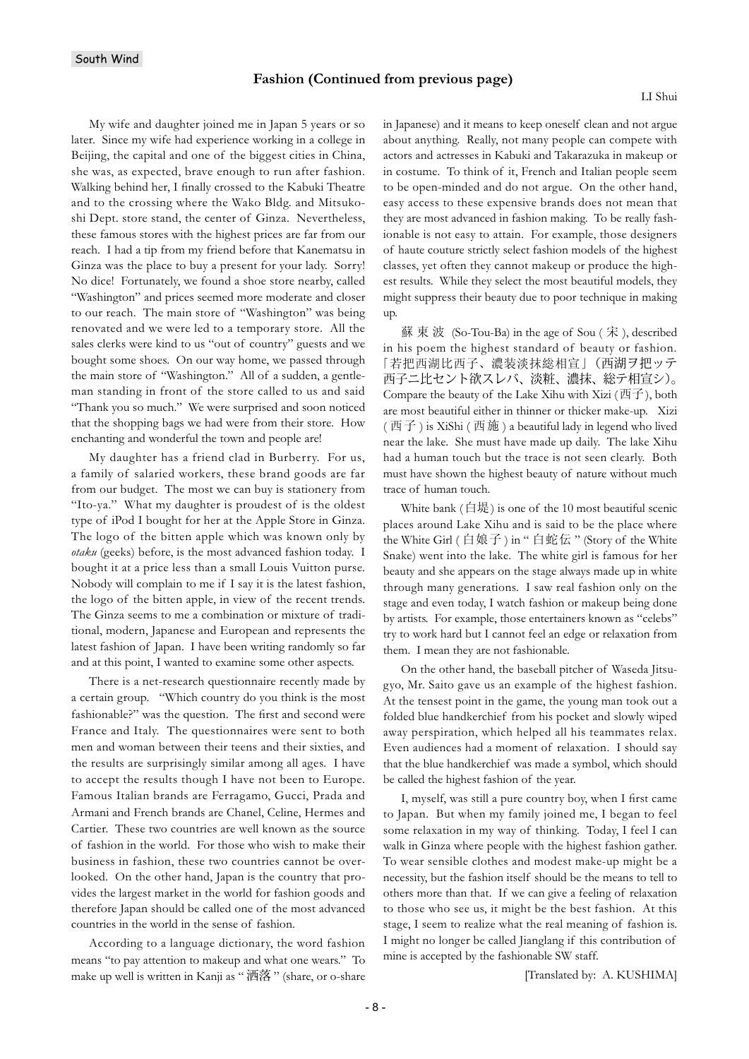## Fashion (Continued from previous page)

LI Shui

My wife and daughter joined me in Japan 5 years or so later. Since my wife had experience working in a college in Beijing, the capital and one of the biggest cities in China, she was, as expected, brave enough to run after fashion. Walking behind her, I finally crossed to the Kabuki Theatre and to the crossing where the Wako Bldg. and Mitsukoshi Dept. store stand, the center of Ginza. Nevertheless, these famous stores with the highest prices are far from our reach. I had a tip from my friend before that Kanematsu in Ginza was the place to buy a present for your lady. Sorry! No dice! Fortunately, we found a shoe store nearby, called "Washington" and prices seemed more moderate and closer to our reach. The main store of "Washington" was being renovated and we were led to a temporary store. All the sales clerks were kind to us "out of country" guests and we bought some shoes. On our way home, we passed through the main store of "Washington." All of a sudden, a gentleman standing in front of the store called to us and said "Thank you so much." We were surprised and soon noticed that the shopping bags we had were from their store. How enchanting and wonderful the town and people are!

My daughter has a friend clad in Burberry. For us, a family of salaried workers, these brand goods are far from our budget. The most we can buy is stationery from "Ito-ya." What my daughter is proudest of is the oldest type of iPod I bought for her at the Apple Store in Ginza. The logo of the bitten apple which was known only by *otaku* (geeks) before, is the most advanced fashion today. I bought it at a price less than a small Louis Vuitton purse. Nobody will complain to me if I say it is the latest fashion, the logo of the bitten apple, in view of the recent trends. The Ginza seems to me a combination or mixture of traditional, modern, Japanese and European and represents the latest fashion of Japan. I have been writing randomly so far and at this point, I wanted to examine some other aspects.

There is a net-research questionnaire recently made by a certain group. "Which country do you think is the most fashionable?" was the question. The first and second were France and Italy. The questionnaires were sent to both men and woman between their teens and their sixties, and the results are surprisingly similar among all ages. I have to accept the results though I have not been to Europe. Famous Italian brands are Ferragamo, Gucci, Prada and Armani and French brands are Chanel, Celine, Hermes and Cartier. These two countries are well known as the source of fashion in the world. For those who wish to make their business in fashion, these two countries cannot be overlooked. On the other hand, Japan is the country that provides the largest market in the world for fashion goods and therefore Japan should be called one of the most advanced countries in the world in the sense of fashion.

According to a language dictionary, the word fashion means "to pay attention to makeup and what one wears." To make up well is written in Kanji as " 洒落 " (share, or o-share in Japanese) and it means to keep oneself clean and not argue about anything. Really, not many people can compete with actors and actresses in Kabuki and Takarazuka in makeup or in costume. To think of it, French and Italian people seem to be open-minded and do not argue. On the other hand, easy access to these expensive brands does not mean that they are most advanced in fashion making. To be really fashionable is not easy to attain. For example, those designers of haute couture strictly select fashion models of the highest classes, yet often they cannot makeup or produce the highest results. While they select the most beautiful models, they might suppress their beauty due to poor technique in making up.

蘇東波 (So-Tou-Ba) in the age of Sou ( 宋 ), described in his poem the highest standard of beauty or fashion. 「若把西湖比西子、濃装淡抹総相宜」(西湖ヲ把ッテ西子ニ比セント欲スレバ、淡粧、濃抹、総テ相宣シ)。 Compare the beauty of the Lake Xihu with Xizi (西子), both are most beautiful either in thinner or thicker make-up. Xizi ( 西子 ) is XiShi ( 西施 ) a beautiful lady in legend who lived near the lake. She must have made up daily. The lake Xihu had a human touch but the trace is not seen clearly. Both must have shown the highest beauty of nature without much trace of human touch.

White bank (白堤) is one of the 10 most beautiful scenic places around Lake Xihu and is said to be the place where the White Girl ( 白娘子 ) in " 白蛇伝 " (Story of the White Snake) went into the lake. The white girl is famous for her beauty and she appears on the stage always made up in white through many generations. I saw real fashion only on the stage and even today, I watch fashion or makeup being done by artists. For example, those entertainers known as "celebs" try to work hard but I cannot feel an edge or relaxation from them. I mean they are not fashionable.

On the other hand, the baseball pitcher of Waseda Jitsugyo, Mr. Saito gave us an example of the highest fashion. At the tensest point in the game, the young man took out a folded blue handkerchief from his pocket and slowly wiped away perspiration, which helped all his teammates relax. Even audiences had a moment of relaxation. I should say that the blue handkerchief was made a symbol, which should be called the highest fashion of the year.

I, myself, was still a pure country boy, when I first came to Japan. But when my family joined me, I began to feel some relaxation in my way of thinking. Today, I feel I can walk in Ginza where people with the highest fashion gather. To wear sensible clothes and modest make-up might be a necessity, but the fashion itself should be the means to tell to others more than that. If we can give a feeling of relaxation to those who see us, it might be the best fashion. At this stage, I seem to realize what the real meaning of fashion is. I might no longer be called Jianglang if this contribution of mine is accepted by the fashionable SW staff.

[Translated by: A. KUSHIMA]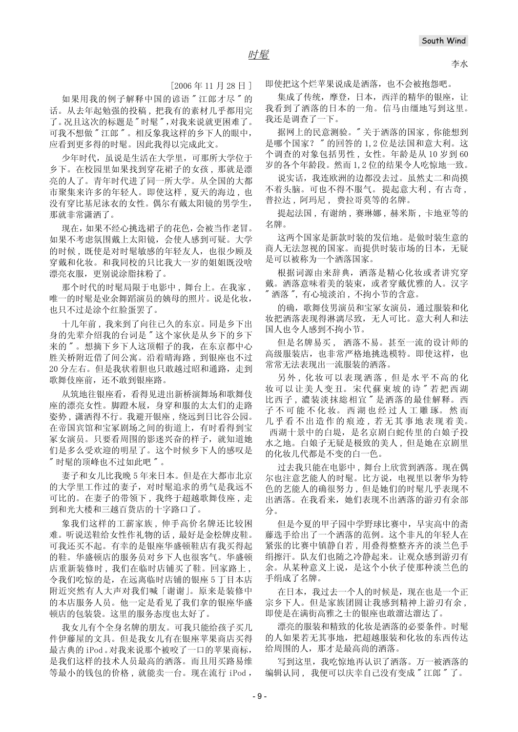# 时髦

李水

[2006 年 11 月 28 日 ]

如果用我的例子解释中国的谚语＂江郎才尽＂的话。从去年起勉强的投稿，把我有的素材几乎都用完了。况且这次的标题是＂时髦＂,对我来说就更困难了。可我不想做＂江郎＂。相反象我这样的乡下人的眼中，应看到更多得的时髦。因此我得以完成此文。

少年时代，虽说是生活在大学里，可那所大学位于乡下。在校园里如果找到穿花裙子的女孩，那就是漂亮的人了。青年时代进了同一所大学。从全国的大都市聚集来许多的年轻人。即使这样，夏天的海边，也没有穿比基尼泳衣的女性。偶尔有戴太阳镜的男学生，那就非常潇洒了。

现在，如果不经心挑选裙子的花色，会被当作老冒。如果不考虑氛围戴上太阳镜，会使人感到可疑。大学的时候，既使是对时髦敏感的年轻友人，也很少顾及穿戴和化妆。和我同校的只比我大一岁的姐姐既没啥漂亮衣服，更别说涂脂抹粉了。

那个时代的时髦局限于电影中，舞台上。在我家，唯一的时髦是业余舞蹈演员的姨母的照片。说是化妆，也只不过是涂个红脸蛋罢了。

十几年前，我来到了向往已久的东京。同是乡下出身的先辈介绍我的台词是＂这个家伙是从乡下的乡下来的＂。想摘下乡下人这顶帽子的我，在东京都中心胜关桥附近借了间公寓。沿着晴海路，到银座也不过 20 分左右。但是我壮着胆也只敢越过昭和通路，走到歌舞伎座前，还不敢到银座路。

从筑地往银座看，看得见进出新桥演舞场和歌舞伎座的漂亮女性。脚蹬木屐，身穿和服的太太们的走路姿势，潇洒得不行。我避开银座，绕远到日比谷公园。在帝国宾馆和宝冢剧场之间的街道上，有时看得到宝冢女演员。只要看周围的影迷兴奋的样子，就知道她们是多么受欢迎的明星了。这个时候乡下人的感叹是＂时髦的顶峰也不过如此吧＂。

妻子和女儿比我晚 5 年来日本。但是在大都市北京的大学里工作过的妻子，对时髦追求的勇气是我远不可比的。在妻子的带领下，我终于超越歌舞伎座，走到和光大楼和三越百货店的十字路口了。

象我们这样的工薪家族，伸手高价名牌还比较困难。听说送鞋给女性作礼物的话，最好是金松牌皮鞋。可我还买不起。有幸的是银座华盛顿鞋店有我买得起的鞋。华盛顿店的服务员对乡下人也很客气。华盛顿店重新装修时，我们在临时店铺买了鞋。回家路上，令我们吃惊的是，在远离临时店铺的银座 5 丁目本店附近突然有人大声对我们喊「谢谢」。原来是装修中的本店服务人员。他一定是看见了我们拿的银座华盛顿店的包装袋。这里的服务态度也太好了。

我女儿有个全身名牌的朋友。可我只能给孩子买几件伊藤屋的文具。但是我女儿有在银座苹果商店买得最古典的 iPod。对我来说那个被咬了一口的苹果商标，是我们这样的技术人员最高的洒落。而且用买路易维等最小的钱包的价格，就能卖一台。现在流行 iPod，即使把这个烂苹果说成是洒落，也不会被抱怨吧。

集成了传统，摩登，日本，西洋的精华的银座，让我看到了洒落的日本的一角。信马由缰地写到这里。我还是调查了一下。

据网上的民意测验。＂关于洒落的国家，你能想到是哪个国家？＂的回答的 1,2 位是法国和意大利。这个调查的对象包括男性，女性。年龄是从 10 岁到 60 岁的各个年龄段。然而 1,2 位的结果令人吃惊地一致。

说实话，我连欧洲的边都没去过。虽然丈二和尚摸不着头脑。可也不得不服气。 提起意大利，有古奇，普拉达，阿玛尼， 费拉哥莫等的名牌。

提起法国，有谢纳，赛琳娜，赫米斯，卡地亚等的名牌。

这两个国家是新款时装的发信地。是做时装生意的商人无法忽视的国家。而提供时装市场的日本，无疑是可以被称为一个洒落国家。

根据词源由来辞典，洒落是精心化妆或者讲究穿戴。洒落意味着美的装束，或者穿戴优雅的人。汉字＂洒落＂，有心境淡泊，不拘小节的含意。

的确，歌舞伎男演员和宝冢女演员，通过服装和化妆把洒落表现得淋漓尽致，无人可比。意大利人和法国人也令人感到不拘小节。

但是名牌易买， 洒落不易。甚至一流的设计师的高级服装店，也非常严格地挑选模特。即使这样，也常常无法表现出一流服装的洒落。

另外，化妆可以表现洒落，但是水平不高的化妆可以让美人变丑。宋代蘇東坡的诗＂若把西湖比西子，濃妆淡抹総相宜＂是洒落的最佳解释。西子不可能不化妆。西湖也经过人工雕琢。然而几乎看不出造作的痕迹，若无其事地表现着美。西湖十景中的白堤，是名京剧白蛇传里的白娘子投水之地。白娘子无疑是极致的美人，但是她在京剧里的化妆几代都是不变的白一色。

过去我只能在电影中，舞台上欣赏到洒落。现在偶尔也注意艺能人的时髦。比方说，电视里以奢华为特色的艺能人的确很努力，但是她们的时髦几乎表现不出洒落。在我看来，她们表现不出洒落的游刃有余部分。

但是今夏的甲子园中学野球比赛中，早实高中的斋藤选手给出了一个洒落的范例。这个非凡的年轻人在紧张的比赛中镇静自若，用叠得整整齐齐的淡兰色手绢擦汗。队友们也随之冷静起来。让观众感到游刃有余。从某种意义上说，是这个小伙子使那种淡兰色的手绢成了名牌。

在日本，我过去一个人的时候是，现在也是一个正宗乡下人。但是家族团圆让我感到精神上游刃有余，即使是在满街高雅之士的银座也敢溜达溜达了。

漂亮的服装和精致的化妆是洒落的必要条件。时髦的人如果若无其事地，把超越服装和化妆的东西传达给周围的人，那才是最高尚的洒落。

写到这里，我吃惊地再认识了洒落。万一被洒落的编辑认同， 我便可以庆幸自己没有变成＂江郎＂了。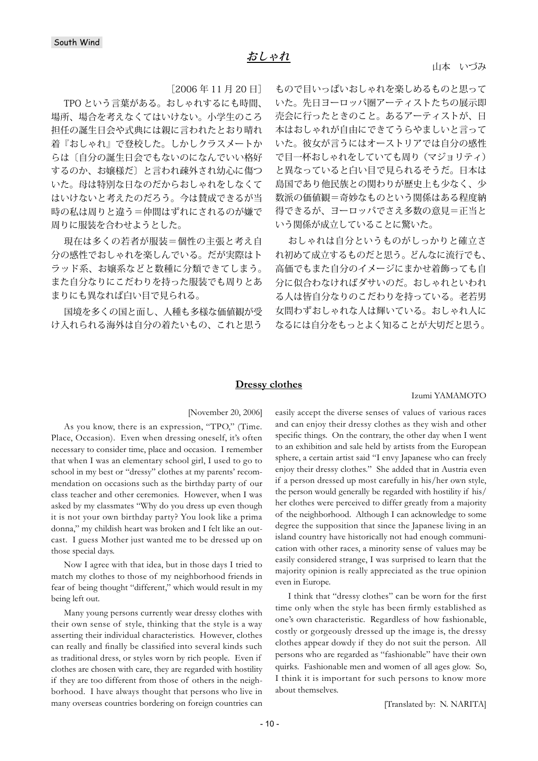South Wind

## *おしゃれ*

山本　いづみ

［2006 年 11 月 20 日］

TPO という言葉がある。おしゃれするにも時間、場所、場合を考えなくてはいけない。小学生のころ担任の誕生日会や式典には親に言われたとおり晴れ着『おしゃれ』で登校した。しかしクラスメートからは〔自分の誕生日会でもないのになんでいい格好するのか、お嬢様だ〕と言われ疎外され幼心に傷ついた。母は特別な日なのだからおしゃれをしなくてはいけないと考えたのだろう。今は賛成できるが当時の私は周りと違う＝仲間はずれにされるのが嫌で周りに服装を合わせようとした。

現在は多くの若者が服装＝個性の主張と考え自分の感性でおしゃれを楽しんでいる。だが実際はトラッド系、お嬢系などと数種に分類できてしまう。また自分なりにこだわりを持った服装でも周りとあまりにも異なれば白い目で見られる。

国境を多くの国と面し、人種も多様な価値観が受け入れられる海外は自分の着たいもの、これと思うもので目いっぱいおしゃれを楽しめるものと思っていた。先日ヨーロッパ圏アーティストたちの展示即売会に行ったときのこと。あるアーティストが、日本はおしゃれが自由にできてうらやましいと言っていた。彼女が言うにはオーストリアでは自分の感性で目一杯おしゃれをしていても周り（マジョリティ）と異なっていると白い目で見られるそうだ。日本は島国であり他民族との関わりが歴史上も少なく、少数派の価値観＝奇妙なものという関係はある程度納得できるが、ヨーロッパでさえ多数の意見＝正当という関係が成立していることに驚いた。

おしゃれは自分というものがしっかりと確立され初めて成立するものだと思う。どんなに流行でも、高価でもまた自分のイメージにまかせ着飾っても自分に似合わなければダサいのだ。おしゃれといわれる人は皆自分なりのこだわりを持っている。老若男女問わずおしゃれな人は輝いている。おしゃれ人になるには自分をもっとよく知ることが大切だと思う。

## Dressy clothes

Izumi YAMAMOTO

[November 20, 2006]

As you know, there is an expression, "TPO," (Time. Place, Occasion). Even when dressing oneself, it's often necessary to consider time, place and occasion. I remember that when I was an elementary school girl, I used to go to school in my best or "dressy" clothes at my parents' recommendation on occasions such as the birthday party of our class teacher and other ceremonies. However, when I was asked by my classmates "Why do you dress up even though it is not your own birthday party? You look like a prima donna," my childish heart was broken and I felt like an outcast. I guess Mother just wanted me to be dressed up on those special days.

Now I agree with that idea, but in those days I tried to match my clothes to those of my neighborhood friends in fear of being thought "different," which would result in my being left out.

Many young persons currently wear dressy clothes with their own sense of style, thinking that the style is a way asserting their individual characteristics. However, clothes can really and finally be classified into several kinds such as traditional dress, or styles worn by rich people. Even if clothes are chosen with care, they are regarded with hostility if they are too different from those of others in the neighborhood. I have always thought that persons who live in many overseas countries bordering on foreign countries can easily accept the diverse senses of values of various races and can enjoy their dressy clothes as they wish and other specific things. On the contrary, the other day when I went to an exhibition and sale held by artists from the European sphere, a certain artist said "I envy Japanese who can freely enjoy their dressy clothes." She added that in Austria even if a person dressed up most carefully in his/her own style, the person would generally be regarded with hostility if his/her clothes were perceived to differ greatly from a majority of the neighborhood. Although I can acknowledge to some degree the supposition that since the Japanese living in an island country have historically not had enough communication with other races, a minority sense of values may be easily considered strange, I was surprised to learn that the majority opinion is really appreciated as the true opinion even in Europe.

I think that "dressy clothes" can be worn for the first time only when the style has been firmly established as one's own characteristic. Regardless of how fashionable, costly or gorgeously dressed up the image is, the dressy clothes appear dowdy if they do not suit the person. All persons who are regarded as "fashionable" have their own quirks. Fashionable men and women of all ages glow. So, I think it is important for such persons to know more about themselves.

[Translated by: N. NARITA]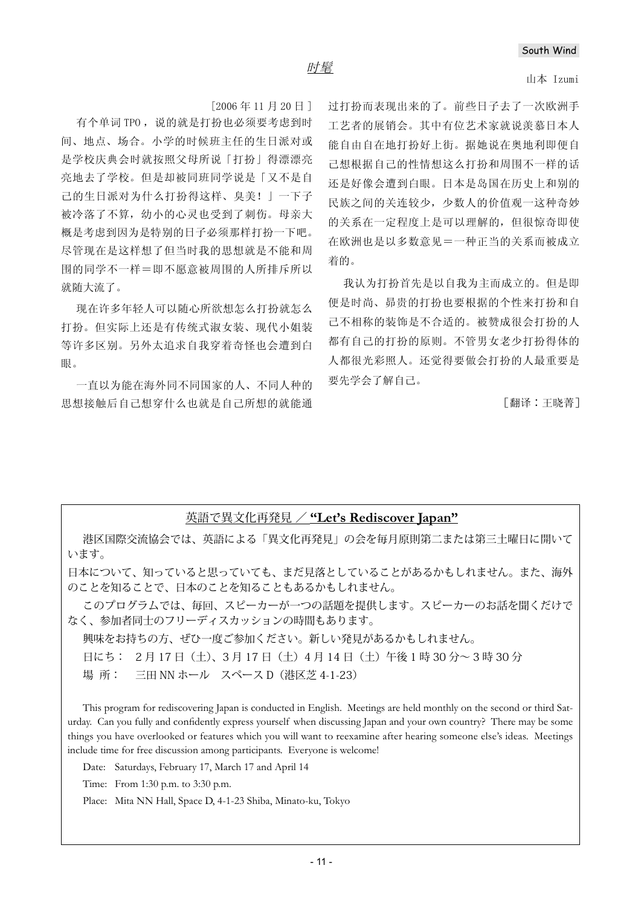## 时髦

山本 Izumi

［2006 年 11 月 20 日］

有个单词 TPO，说的就是打扮也必须要考虑到时间、地点、场合。小学的时候班主任的生日派对或是学校庆典会时就按照父母所说「打扮」得漂漂亮亮地去了学校。但是却被同班同学说是「又不是自己的生日派对为什么打扮得这样、臭美！」一下子被冷落了不算，幼小的心灵也受到了刺伤。母亲大概是考虑到因为是特别的日子必须那样打扮一下吧。尽管现在是这样想了但当时我的思想就是不能和周围的同学不一样＝即不愿意被周围的人所排斥所以就随大流了。

现在许多年轻人可以随心所欲想怎么打扮就怎么打扮。但实际上还是有传统式淑女装、现代小姐装等许多区别。另外太追求自我穿着奇怪也会遭到白眼。

一直以为能在海外同不同国家的人、不同人种的思想接触后自己想穿什么也就是自己所想的就能通过打扮而表现出来的了。前些日子去了一次欧洲手工艺者的展销会。其中有位艺术家就说羡慕日本人能自由自在地打扮好上街。据她说在奥地利即便自己想根据自己的性情想这么打扮和周围不一样的话还是好像会遭到白眼。日本是岛国在历史上和别的民族之间的关连较少，少数人的价值观一这种奇妙的关系在一定程度上是可以理解的，但很惊奇即使在欧洲也是以多数意见＝一种正当的关系而被成立着的。

我认为打扮首先是以自我为主而成立的。但是即便是时尚、昂贵的打扮也要根据的个性来打扮和自己不相称的装饰是不合适的。被赞成很会打扮的人都有自己的打扮的原则。不管男女老少打扮得体的人都很光彩照人。还觉得要做会打扮的人最重要是要先学会了解自己。

［翻译：王晓菁］

## 英語で異文化再発見 ／ **"Let's Rediscover Japan"**

港区国際交流協会では、英語による「異文化再発見」の会を毎月原則第二または第三土曜日に開いています。

日本について、知っていると思っていても、まだ見落としていることがあるかもしれません。また、海外のことを知ることで、日本のことを知ることもあるかもしれません。

このプログラムでは、毎回、スピーカーが一つの話題を提供します。スピーカーのお話を聞くだけでなく、参加者同士のフリーディスカッションの時間もあります。

興味をお持ちの方、ぜひ一度ご参加ください。新しい発見があるかもしれません。

日にち：　2 月 17 日（土）、3 月 17 日（土）4 月 14 日（土）午後 1 時 30 分～ 3 時 30 分

場 所：　三田 NN ホール　スペース D（港区芝 4-1-23）

This program for rediscovering Japan is conducted in English. Meetings are held monthly on the second or third Saturday. Can you fully and confidently express yourself when discussing Japan and your own country? There may be some things you have overlooked or features which you will want to reexamine after hearing someone else's ideas. Meetings include time for free discussion among participants. Everyone is welcome!

Date: Saturdays, February 17, March 17 and April 14

Time: From 1:30 p.m. to 3:30 p.m.

Place: Mita NN Hall, Space D, 4-1-23 Shiba, Minato-ku, Tokyo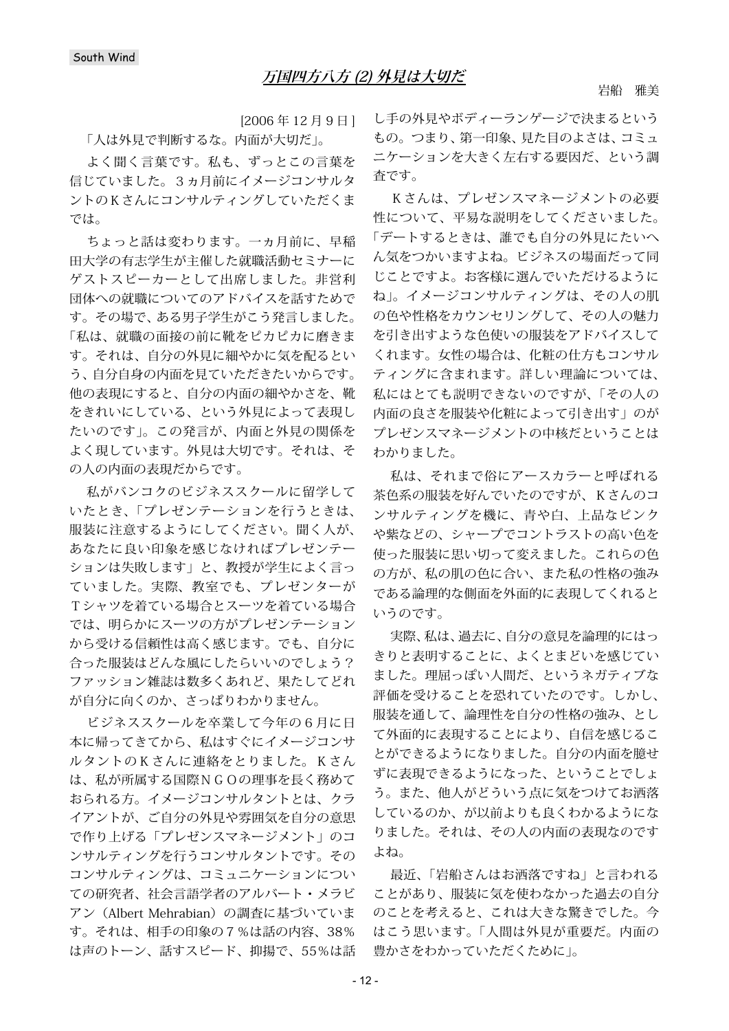South Wind

## 万国四方八方 (2) 外見は大切だ

岩船　雅美

[2006 年 12 月 9 日 ]

「人は外見で判断するな。内面が大切だ」。

よく聞く言葉です。私も、ずっとこの言葉を信じていました。３ヵ月前にイメージコンサルタントのＫさんにコンサルティングしていただくまでは。

ちょっと話は変わります。一ヵ月前に、早稲田大学の有志学生が主催した就職活動セミナーにゲストスピーカーとして出席しました。非営利団体への就職についてのアドバイスを話すためです。その場で、ある男子学生がこう発言しました。「私は、就職の面接の前に靴をピカピカに磨きます。それは、自分の外見に細やかに気を配るという、自分自身の内面を見ていただきたいからです。他の表現にすると、自分の内面の細やかさを、靴をきれいにしている、という外見によって表現したいのです」。この発言が、内面と外見の関係をよく現しています。外見は大切です。それは、その人の内面の表現だからです。

私がバンコクのビジネススクールに留学していたとき、「プレゼンテーションを行うときは、服装に注意するようにしてください。聞く人が、あなたに良い印象を感じなければプレゼンテーションは失敗します」と、教授が学生によく言っていました。実際、教室でも、プレゼンターがＴシャツを着ている場合とスーツを着ている場合では、明らかにスーツの方がプレゼンテーションから受ける信頼性は高く感じます。でも、自分に合った服装はどんな風にしたらいいのでしょう？ファッション雑誌は数多くあれど、果たしてどれが自分に向くのか、さっぱりわかりません。

ビジネススクールを卒業して今年の６月に日本に帰ってきてから、私はすぐにイメージコンサルタントのＫさんに連絡をとりました。Ｋさんは、私が所属する国際ＮＧＯの理事を長く務めておられる方。イメージコンサルタントとは、クライアントが、ご自分の外見や雰囲気を自分の意思で作り上げる「プレゼンスマネージメント」のコンサルティングを行うコンサルタントです。そのコンサルティングは、コミュニケーションについての研究者、社会言語学者のアルバート・メラビアン（Albert Mehrabian）の調査に基づいています。それは、相手の印象の７％は話の内容、38％は声のトーン、話すスピード、抑揚で、55％は話し手の外見やボディーランゲージで決まるというもの。つまり、第一印象、見た目のよさは、コミュニケーションを大きく左右する要因だ、という調査です。

Ｋさんは、プレゼンスマネージメントの必要性について、平易な説明をしてくださいました。「デートするときは、誰でも自分の外見にたいへん気をつかいますよね。ビジネスの場面だって同じことですよ。お客様に選んでいただけるようにね」。イメージコンサルティングは、その人の肌の色や性格をカウンセリングして、その人の魅力を引き出すような色使いの服装をアドバイスしてくれます。女性の場合は、化粧の仕方もコンサルティングに含まれます。詳しい理論については、私にはとても説明できないのですが、「その人の内面の良さを服装や化粧によって引き出す」のがプレゼンスマネージメントの中核だということはわかりました。

私は、それまで俗にアースカラーと呼ばれる茶色系の服装を好んでいたのですが、Ｋさんのコンサルティングを機に、青や白、上品なピンクや紫などの、シャープでコントラストの高い色を使った服装に思い切って変えました。これらの色の方が、私の肌の色に合い、また私の性格の強みである論理的な側面を外面的に表現してくれるというのです。

実際、私は、過去に、自分の意見を論理的にはっきりと表明することに、よくとまどいを感じていました。理屈っぽい人間だ、というネガティブな評価を受けることを恐れていたのです。しかし、服装を通して、論理性を自分の性格の強み、として外面的に表現することにより、自信を感じることができるようになりました。自分の内面を臆せずに表現できるようになった、ということでしょう。また、他人がどういう点に気をつけてお洒落しているのか、が以前よりも良くわかるようになりました。それは、その人の内面の表現なのですよね。

最近、「岩船さんはお洒落ですね」と言われることがあり、服装に気を使わなかった過去の自分のことを考えると、これは大きな驚きでした。今はこう思います。「人間は外見が重要だ。内面の豊かさをわかっていただくために」。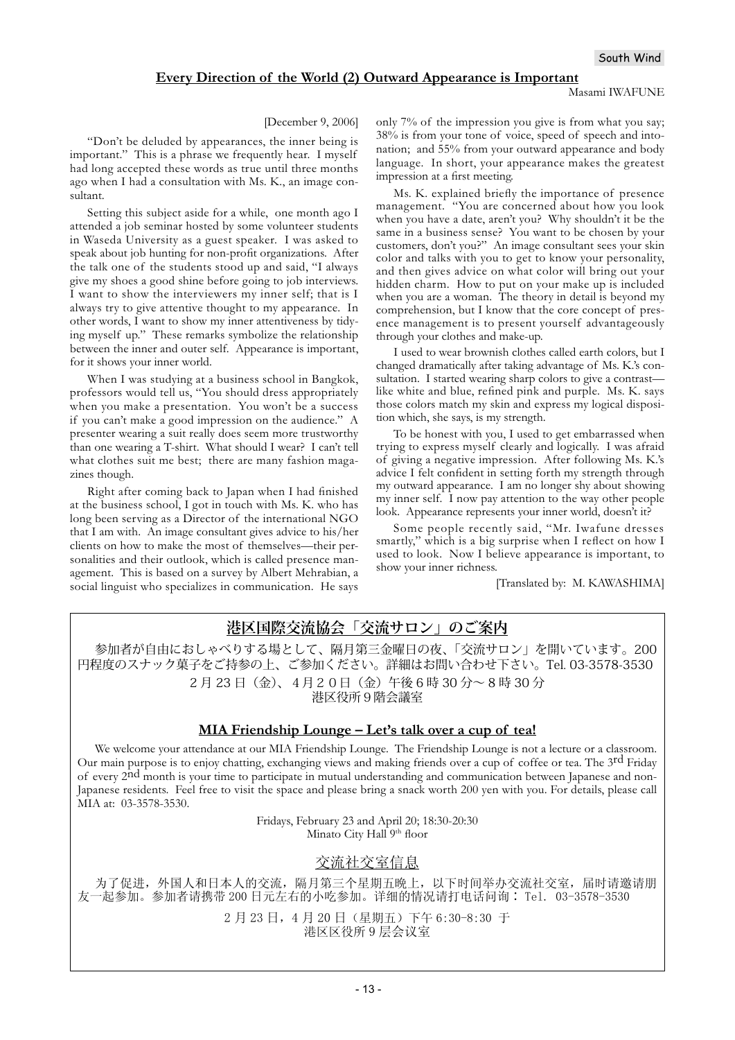## Every Direction of the World (2) Outward Appearance is Important

Masami IWAFUNE

[December 9, 2006]

"Don't be deluded by appearances, the inner being is important." This is a phrase we frequently hear. I myself had long accepted these words as true until three months ago when I had a consultation with Ms. K., an image consultant.

Setting this subject aside for a while, one month ago I attended a job seminar hosted by some volunteer students in Waseda University as a guest speaker. I was asked to speak about job hunting for non-profit organizations. After the talk one of the students stood up and said, "I always give my shoes a good shine before going to job interviews. I want to show the interviewers my inner self; that is I always try to give attentive thought to my appearance. In other words, I want to show my inner attentiveness by tidying myself up." These remarks symbolize the relationship between the inner and outer self. Appearance is important, for it shows your inner world.

When I was studying at a business school in Bangkok, professors would tell us, "You should dress appropriately when you make a presentation. You won't be a success if you can't make a good impression on the audience." A presenter wearing a suit really does seem more trustworthy than one wearing a T-shirt. What should I wear? I can't tell what clothes suit me best; there are many fashion magazines though.

Right after coming back to Japan when I had finished at the business school, I got in touch with Ms. K. who has long been serving as a Director of the international NGO that I am with. An image consultant gives advice to his/her clients on how to make the most of themselves—their personalities and their outlook, which is called presence management. This is based on a survey by Albert Mehrabian, a social linguist who specializes in communication. He says only 7% of the impression you give is from what you say; 38% is from your tone of voice, speed of speech and intonation; and 55% from your outward appearance and body language. In short, your appearance makes the greatest impression at a first meeting.

Ms. K. explained briefly the importance of presence management. "You are concerned about how you look when you have a date, aren't you? Why shouldn't it be the same in a business sense? You want to be chosen by your customers, don't you?" An image consultant sees your skin color and talks with you to get to know your personality, and then gives advice on what color will bring out your hidden charm. How to put on your make up is included when you are a woman. The theory in detail is beyond my comprehension, but I know that the core concept of presence management is to present yourself advantageously through your clothes and make-up.

I used to wear brownish clothes called earth colors, but I changed dramatically after taking advantage of Ms. K.'s consultation. I started wearing sharp colors to give a contrast—like white and blue, refined pink and purple. Ms. K. says those colors match my skin and express my logical disposition which, she says, is my strength.

To be honest with you, I used to get embarrassed when trying to express myself clearly and logically. I was afraid of giving a negative impression. After following Ms. K.'s advice I felt confident in setting forth my strength through my outward appearance. I am no longer shy about showing my inner self. I now pay attention to the way other people look. Appearance represents your inner world, doesn't it?

Some people recently said, "Mr. Iwafune dresses smartly," which is a big surprise when I reflect on how I used to look. Now I believe appearance is important, to show your inner richness.

[Translated by: M. KAWASHIMA]

---

## 港区国際交流協会「交流サロン」のご案内

参加者が自由におしゃべりする場として、隔月第三金曜日の夜、「交流サロン」を開いています。200円程度のスナック菓子をご持参の上、ご参加ください。詳細はお問い合わせ下さい。Tel. 03-3578-3530

2月23日（金）、4月２０日（金）午後6時30分～８時30分
港区役所９階会議室

### MIA Friendship Lounge – Let's talk over a cup of tea!

We welcome your attendance at our MIA Friendship Lounge. The Friendship Lounge is not a lecture or a classroom. Our main purpose is to enjoy chatting, exchanging views and making friends over a cup of coffee or tea. The 3rd Friday of every 2nd month is your time to participate in mutual understanding and communication between Japanese and non-Japanese residents. Feel free to visit the space and please bring a snack worth 200 yen with you. For details, please call MIA at: 03-3578-3530.

Fridays, February 23 and April 20; 18:30-20:30
Minato City Hall 9th floor

### 交流社交室信息

为了促进，外国人和日本人的交流，隔月第三个星期五晚上，以下时间举办交流社交室，届时请邀请朋友一起参加。参加者请携带200日元左右的小吃参加。详细的情况请打电话问询：Tel. 03-3578-3530

2月23日，4月20日（星期五）下午6:30-8:30 于
港区区役所9层会议室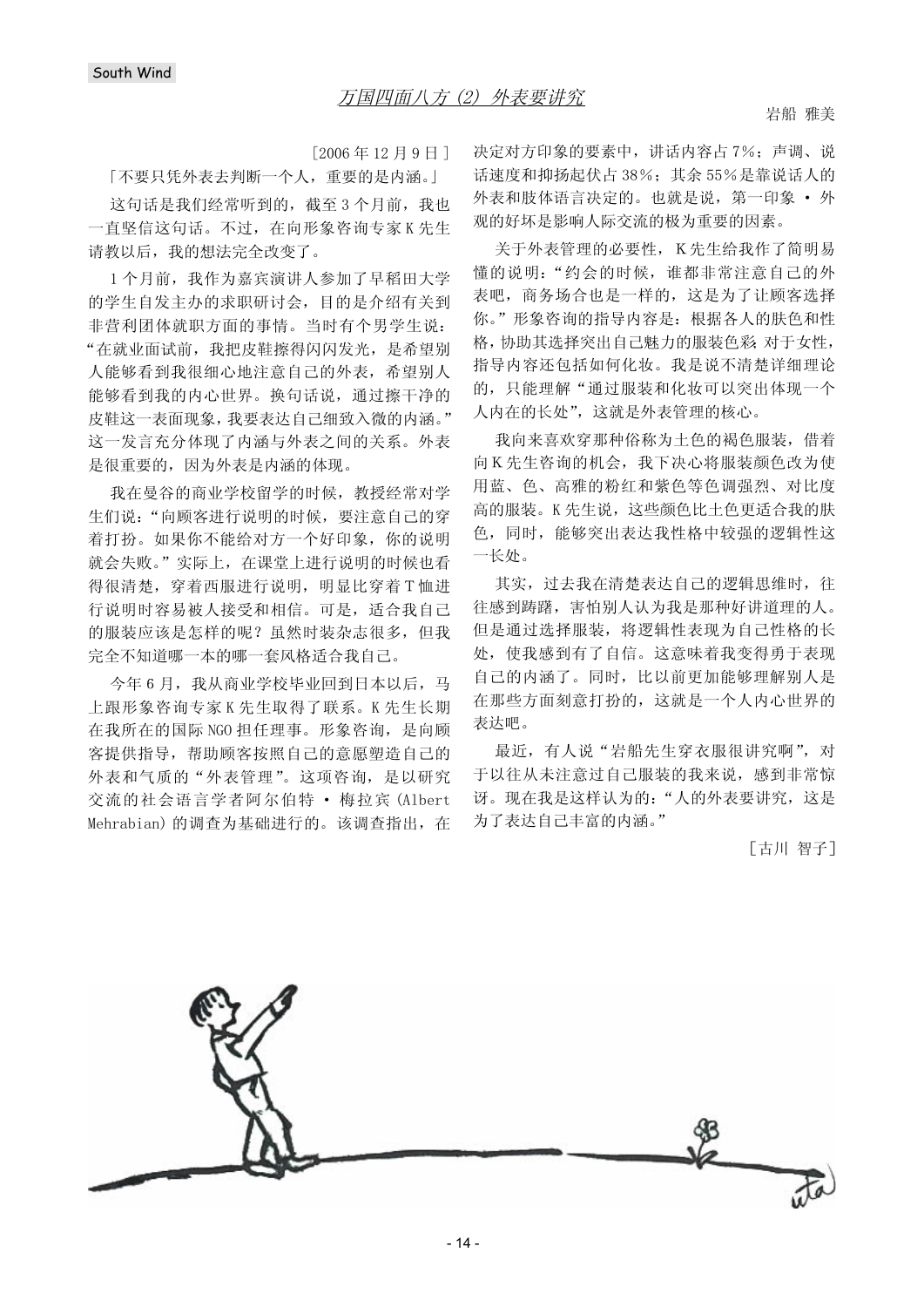South Wind

# 万国四面八方 (2) 外表要讲究

岩船 雅美

［2006 年 12 月 9 日］

「不要只凭外表去判断一个人，重要的是内涵。」

这句话是我们经常听到的，截至 3 个月前，我也一直坚信这句话。不过，在向形象咨询专家 K 先生请教以后，我的想法完全改变了。

1 个月前，我作为嘉宾演讲人参加了早稻田大学的学生自发主办的求职研讨会，目的是介绍有关到非营利团体就职方面的事情。当时有个男学生说："在就业面试前，我把皮鞋擦得闪闪发光，是希望别人能够看到我很细心地注意自己的外表，希望别人能够看到我的内心世界。换句话说，通过擦干净的皮鞋这一表面现象，我要表达自己细致入微的内涵。"这一发言充分体现了内涵与外表之间的关系。外表是很重要的，因为外表是内涵的体现。

我在曼谷的商业学校留学的时候，教授经常对学生们说："向顾客进行说明的时候，要注意自己的穿着打扮。如果你不能给对方一个好印象，你的说明就会失败。"实际上，在课堂上进行说明的时候也看得很清楚，穿着西服进行说明，明显比穿着 T 恤进行说明时容易被人接受和相信。可是，适合我自己的服装应该是怎样的呢？虽然时装杂志很多，但我完全不知道哪一本的哪一套风格适合我自己。

今年 6 月，我从商业学校毕业回到日本以后，马上跟形象咨询专家 K 先生取得了联系。K 先生长期在我所在的国际 NGO 担任理事。形象咨询，是向顾客提供指导，帮助顾客按照自己的意愿塑造自己的外表和气质的"外表管理"。这项咨询，是以研究交流的社会语言学者阿尔伯特 • 梅拉宾 (Albert Mehrabian) 的调查为基础进行的。该调查指出，在决定对方印象的要素中，讲话内容占 7%；声调、说话速度和抑扬起伏占 38%；其余 55% 是靠说话人的外表和肢体语言决定的。也就是说，第一印象 • 外观的好坏是影响人际交流的极为重要的因素。

关于外表管理的必要性，K 先生给我作了简明易懂的说明："约会的时候，谁都非常注意自己的外表吧，商务场合也是一样的，这是为了让顾客选择你。"形象咨询的指导内容是：根据各人的肤色和性格，协助其选择突出自己魅力的服装色彩 对于女性，指导内容还包括如何化妆。我是说不清楚详细理论的，只能理解"通过服装和化妆可以突出体现一个人内在的长处"，这就是外表管理的核心。

我向来喜欢穿那种俗称为土色的褐色服装，借着向 K 先生咨询的机会，我下决心将服装颜色改为使用蓝、色、高雅的粉红和紫色等色调强烈、对比度高的服装。K 先生说，这些颜色比土色更适合我的肤色，同时，能够突出表达我性格中较强的逻辑性这一长处。

其实，过去我在清楚表达自己的逻辑思维时，往往感到踌躇，害怕别人认为我是那种好讲道理的人。但是通过选择服装，将逻辑性表现为自己性格的长处，使我感到有了自信。这意味着我变得勇于表现自己的内涵了。同时，比以前更加能够理解别人是在那些方面刻意打扮的，这就是一个人内心世界的表达吧。

最近，有人说"岩船先生穿衣服很讲究啊"，对于以往从未注意过自己服装的我来说，感到非常惊讶。现在我是这样认为的："人的外表要讲究，这是为了表达自己丰富的内涵。"

［古川 智子］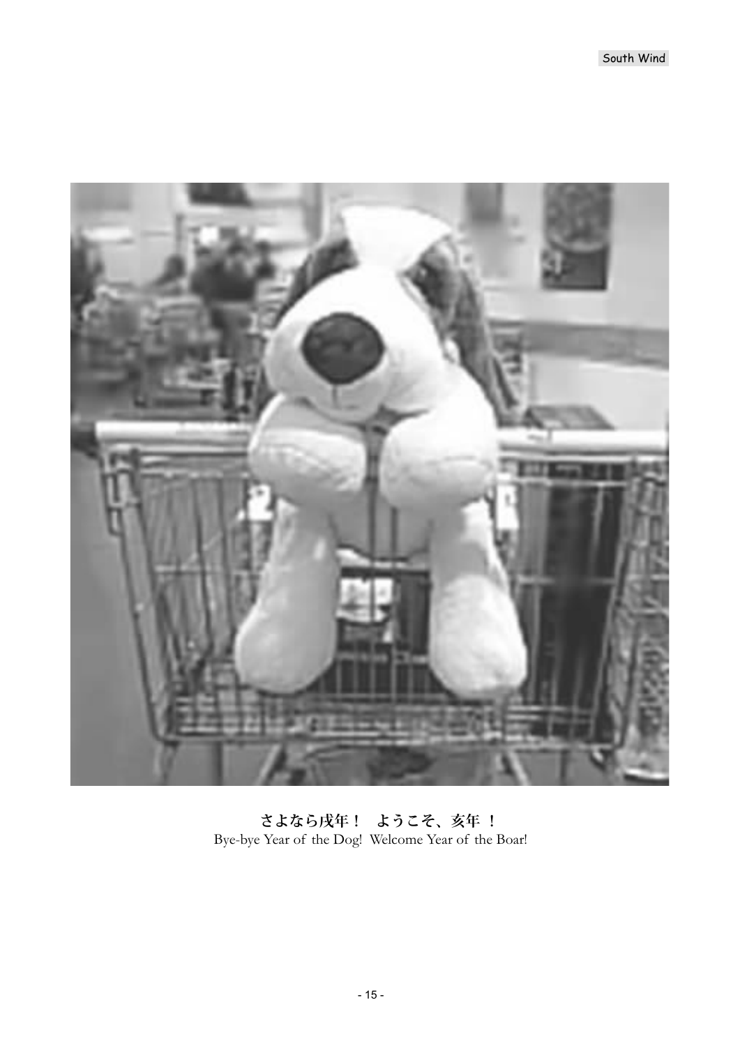**さよなら戌年！　ようこそ、亥年 ！**

Bye-bye Year of the Dog! Welcome Year of the Boar!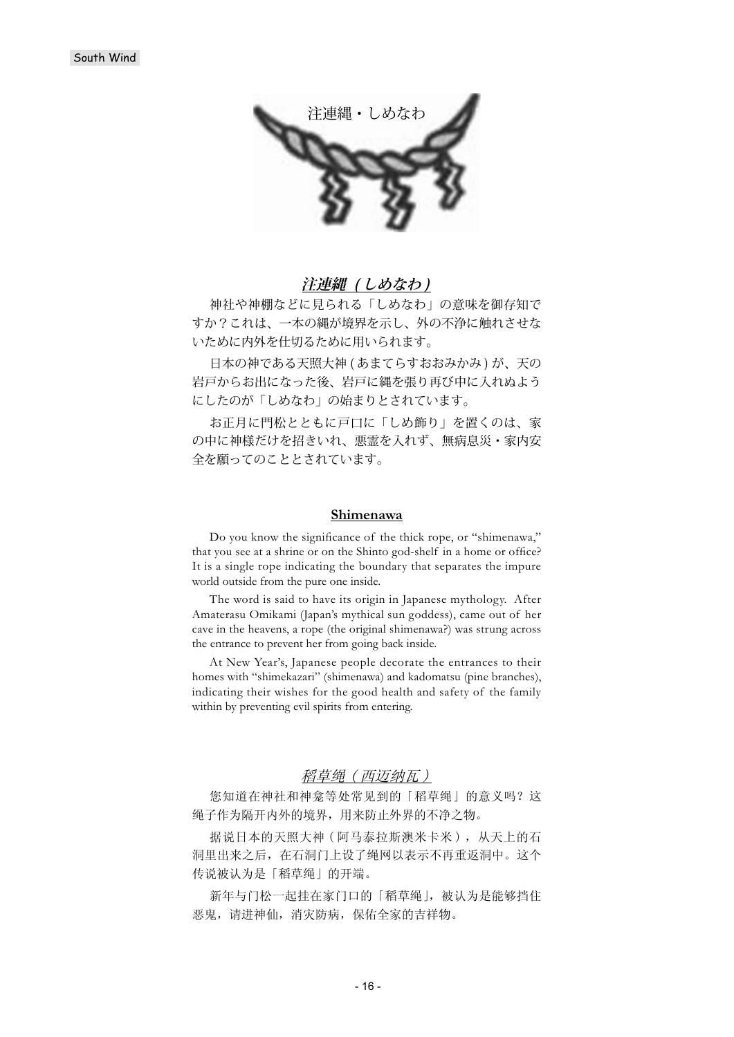注連縄・しめなわ

## 注連縄（しめなわ）

神社や神棚などに見られる「しめなわ」の意味を御存知ですか？これは、一本の縄が境界を示し、外の不浄に触れさせないために内外を仕切るために用いられます。

日本の神である天照大神 (あまてらすおおみかみ) が、天の岩戸からお出になった後、岩戸に縄を張り再び中に入れぬようにしたのが「しめなわ」の始まりとされています。

お正月に門松とともに戸口に「しめ飾り」を置くのは、家の中に神様だけを招きいれ、悪霊を入れず、無病息災・家内安全を願ってのこととされています。

## Shimenawa

Do you know the significance of the thick rope, or "shimenawa," that you see at a shrine or on the Shinto god-shelf in a home or office? It is a single rope indicating the boundary that separates the impure world outside from the pure one inside.

The word is said to have its origin in Japanese mythology. After Amaterasu Omikami (Japan's mythical sun goddess), came out of her cave in the heavens, a rope (the original shimenawa?) was strung across the entrance to prevent her from going back inside.

At New Year's, Japanese people decorate the entrances to their homes with "shimekazari" (shimenawa) and kadomatsu (pine branches), indicating their wishes for the good health and safety of the family within by preventing evil spirits from entering.

## 稻草绳（西迈纳瓦）

您知道在神社和神龛等处常见到的「稻草绳」的意义吗？这绳子作为隔开内外的境界，用来防止外界的不净之物。

据说日本的天照大神（阿马泰拉斯澳米卡米），从天上的石洞里出来之后，在石洞门上设了绳网以表示不再重返洞中。这个传说被认为是「稻草绳」的开端。

新年与门松一起挂在家门口的「稻草绳」，被认为是能够挡住恶鬼，请进神仙，消灾防病，保佑全家的吉祥物。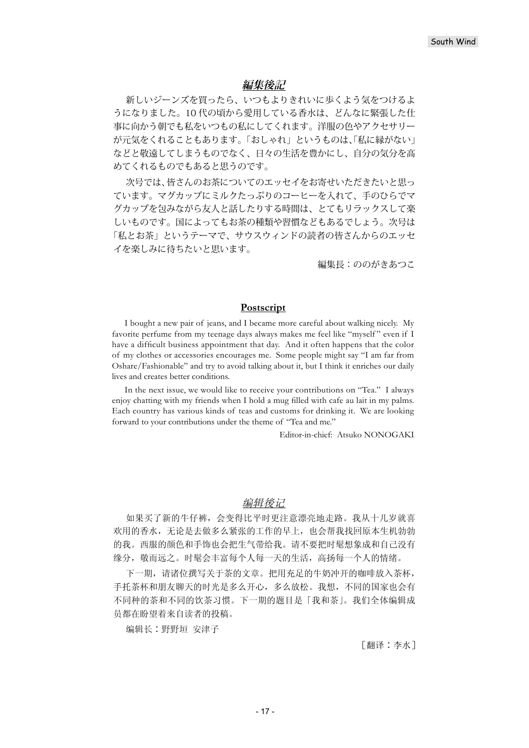## *編集後記*

新しいジーンズを買ったら、いつもよりきれいに歩くよう気をつけるようになりました。10代の頃から愛用している香水は、どんなに緊張した仕事に向かう朝でも私をいつもの私にしてくれます。洋服の色やアクセサリーが元気をくれることもあります。「おしゃれ」というものは、「私に縁がない」などと敬遠してしまうものでなく、日々の生活を豊かにし、自分の気分を高めてくれるものでもあると思うのです。

次号では、皆さんのお茶についてのエッセイをお寄せいただきたいと思っています。マグカップにミルクたっぷりのコーヒーを入れて、手のひらでマグカップを包みながら友人と話したりする時間は、とてもリラックスして楽しいものです。国によってもお茶の種類や習慣などもあるでしょう。次号は「私とお茶」というテーマで、サウスウィンドの読者の皆さんからのエッセイを楽しみに待ちたいと思います。

編集長：ののがきあつこ

## Postscript

I bought a new pair of jeans, and I became more careful about walking nicely. My favorite perfume from my teenage days always makes me feel like "myself" even if I have a difficult business appointment that day. And it often happens that the color of my clothes or accessories encourages me. Some people might say "I am far from Oshare/Fashionable" and try to avoid talking about it, but I think it enriches our daily lives and creates better conditions.

In the next issue, we would like to receive your contributions on "Tea." I always enjoy chatting with my friends when I hold a mug filled with cafe au lait in my palms. Each country has various kinds of teas and customs for drinking it. We are looking forward to your contributions under the theme of "Tea and me."

Editor-in-chief: Atsuko NONOGAKI

## *编辑後记*

如果买了新的牛仔裤，会变得比平时更注意漂亮地走路。我从十几岁就喜欢用的香水，无论是去做多么紧张的工作的早上，也会帮我找回原本生机勃勃的我。西服的颜色和手饰也会把生气带给我。请不要把时髦想象成和自己没有缘分，敬而远之。时髦会丰富每个人每一天的生活，高扬每一个人的情绪。

下一期，请诸位撰写关于茶的文章。把用充足的牛奶冲开的咖啡放入茶杯，手托茶杯和朋友聊天的时光是多么开心，多么放松。我想，不同的国家也会有不同种的茶和不同的饮茶习惯。下一期的题目是「我和茶」。我们全体编辑成员都在盼望着来自读者的投稿。

编辑长：野野垣 安津子

［翻译：李水］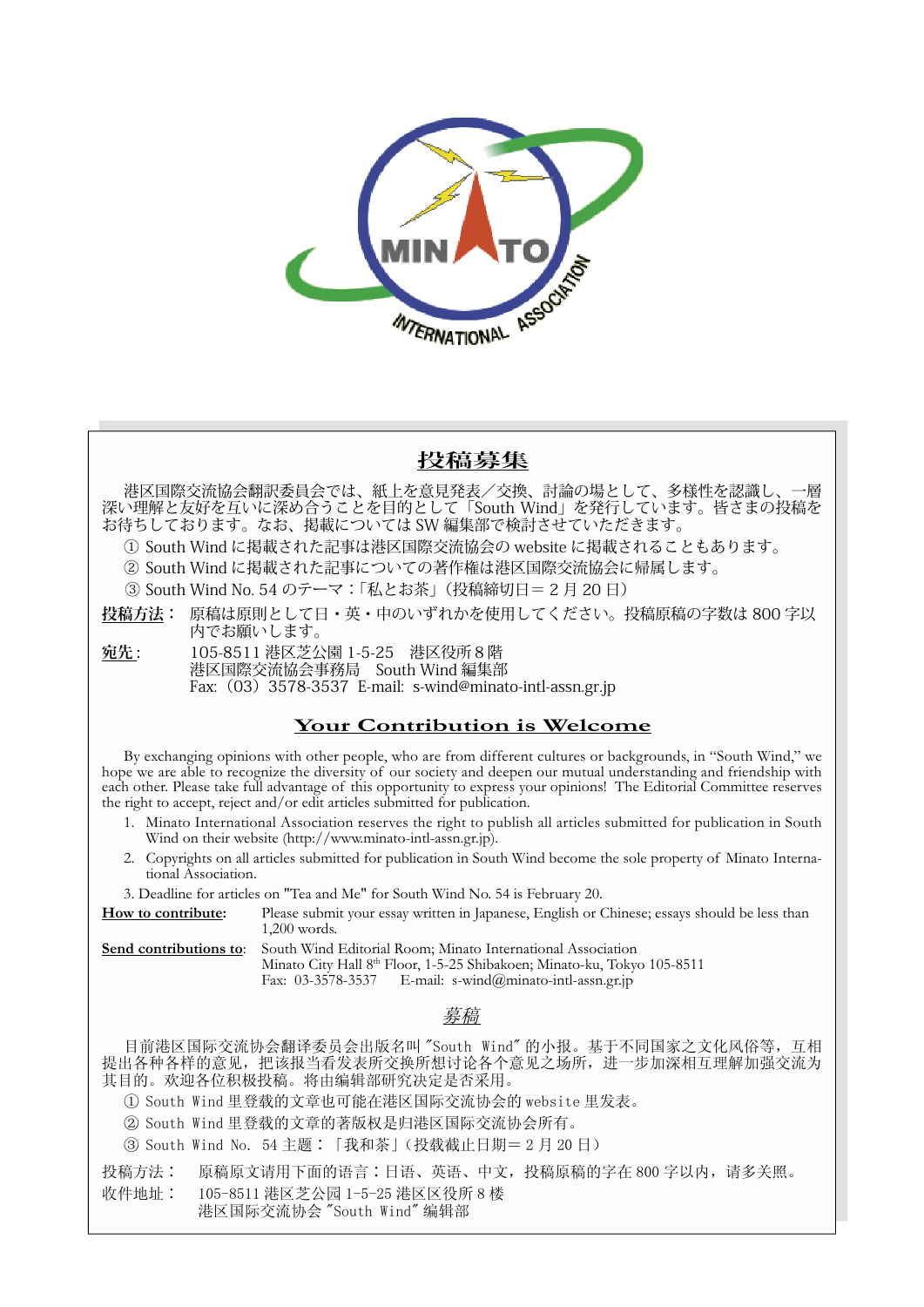MINATO INTERNATIONAL ASSOCIATION

## 投稿募集

港区国際交流協会翻訳委員会では、紙上を意見発表／交換、討論の場として、多様性を認識し、一層深い理解と友好を互いに深め合うことを目的として「South Wind」を発行しています。皆さまの投稿をお待ちしております。なお、掲載については SW 編集部で検討させていただきます。

① South Wind に掲載された記事は港区国際交流協会の website に掲載されることもあります。

② South Wind に掲載された記事についての著作権は港区国際交流協会に帰属します。

③ South Wind No. 54 のテーマ：「私とお茶」（投稿締切日＝２月 20 日）

**投稿方法**：　原稿は原則として日・英・中のいずれかを使用してください。投稿原稿の字数は 800 字以内でお願いします。

**宛先**：　105-8511 港区芝公園 1-5-25　港区役所８階
港区国際交流協会事務局　South Wind 編集部
Fax:（03）3578-3537　E-mail: s-wind@minato-intl-assn.gr.jp

## Your Contribution is Welcome

By exchanging opinions with other people, who are from different cultures or backgrounds, in “South Wind,” we hope we are able to recognize the diversity of our society and deepen our mutual understanding and friendship with each other. Please take full advantage of this opportunity to express your opinions! The Editorial Committee reserves the right to accept, reject and/or edit articles submitted for publication.

1. Minato International Association reserves the right to publish all articles submitted for publication in South Wind on their website (http://www.minato-intl-assn.gr.jp).
2. Copyrights on all articles submitted for publication in South Wind become the sole property of Minato International Association.
3. Deadline for articles on "Tea and Me" for South Wind No. 54 is February 20.

**How to contribute:** Please submit your essay written in Japanese, English or Chinese; essays should be less than 1,200 words.

**Send contributions to:** South Wind Editorial Room; Minato International Association
Minato City Hall 8th Floor, 1-5-25 Shibakoen; Minato-ku, Tokyo 105-8511
Fax: 03-3578-3537　E-mail: s-wind@minato-intl-assn.gr.jp

## 募稿

目前港区国际交流协会翻译委员会出版名叫 "South Wind" 的小报。基于不同国家之文化风俗等，互相提出各种各样的意见，把该报当看发表所交换所想讨论各个意见之场所，进一步加深相互理解加强交流为其目的。欢迎各位积极投稿。将由编辑部研究决定是否采用。

① South Wind 里登载的文章也可能在港区国际交流协会的 website 里发表。

② South Wind 里登载的文章的著版权是归港区国际交流协会所有。

③ South Wind No. 54 主题：「我和茶」（投载截止日期＝２月 20 日）

投稿方法：　原稿原文请用下面的语言：日语、英语、中文，投稿原稿的字在 800 字以内，请多关照。

收件地址：　105-8511 港区芝公园 1-5-25 港区区役所８楼
港区国际交流协会 "South Wind" 编辑部